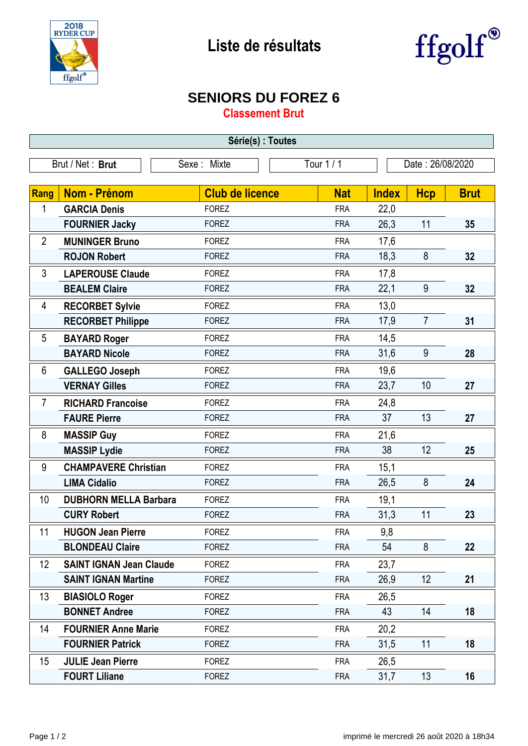# Liste de résultats

## SENIORS DU FOREZ 6

### Classement Brut

**Série(s) : Toutes**

Brut / Net : **Brut** | Sexe : Mixte | Tour 1 / 1 | Date : 26/08/2020

| Rang | Nom - Prénom | Club de licence | Nat | Index | Hcp | Brut |
|---|---|---|---|---|---|---|
| 1 | **GARCIA Denis** | FOREZ | FRA | 22,0 | | |
| | **FOURNIER Jacky** | FOREZ | FRA | 26,3 | 11 | **35** |
| 2 | **MUNINGER Bruno** | FOREZ | FRA | 17,6 | | |
| | **ROJON Robert** | FOREZ | FRA | 18,3 | 8 | **32** |
| 3 | **LAPEROUSE Claude** | FOREZ | FRA | 17,8 | | |
| | **BEALEM Claire** | FOREZ | FRA | 22,1 | 9 | **32** |
| 4 | **RECORBET Sylvie** | FOREZ | FRA | 13,0 | | |
| | **RECORBET Philippe** | FOREZ | FRA | 17,9 | 7 | **31** |
| 5 | **BAYARD Roger** | FOREZ | FRA | 14,5 | | |
| | **BAYARD Nicole** | FOREZ | FRA | 31,6 | 9 | **28** |
| 6 | **GALLEGO Joseph** | FOREZ | FRA | 19,6 | | |
| | **VERNAY Gilles** | FOREZ | FRA | 23,7 | 10 | **27** |
| 7 | **RICHARD Francoise** | FOREZ | FRA | 24,8 | | |
| | **FAURE Pierre** | FOREZ | FRA | 37 | 13 | **27** |
| 8 | **MASSIP Guy** | FOREZ | FRA | 21,6 | | |
| | **MASSIP Lydie** | FOREZ | FRA | 38 | 12 | **25** |
| 9 | **CHAMPAVERE Christian** | FOREZ | FRA | 15,1 | | |
| | **LIMA Cidalio** | FOREZ | FRA | 26,5 | 8 | **24** |
| 10 | **DUBHORN MELLA Barbara** | FOREZ | FRA | 19,1 | | |
| | **CURY Robert** | FOREZ | FRA | 31,3 | 11 | **23** |
| 11 | **HUGON Jean Pierre** | FOREZ | FRA | 9,8 | | |
| | **BLONDEAU Claire** | FOREZ | FRA | 54 | 8 | **22** |
| 12 | **SAINT IGNAN Jean Claude** | FOREZ | FRA | 23,7 | | |
| | **SAINT IGNAN Martine** | FOREZ | FRA | 26,9 | 12 | **21** |
| 13 | **BIASIOLO Roger** | FOREZ | FRA | 26,5 | | |
| | **BONNET Andree** | FOREZ | FRA | 43 | 14 | **18** |
| 14 | **FOURNIER Anne Marie** | FOREZ | FRA | 20,2 | | |
| | **FOURNIER Patrick** | FOREZ | FRA | 31,5 | 11 | **18** |
| 15 | **JULIE Jean Pierre** | FOREZ | FRA | 26,5 | | |
| | **FOURT Liliane** | FOREZ | FRA | 31,7 | 13 | **16** |

imprimé le mercredi 26 août 2020 à 18h34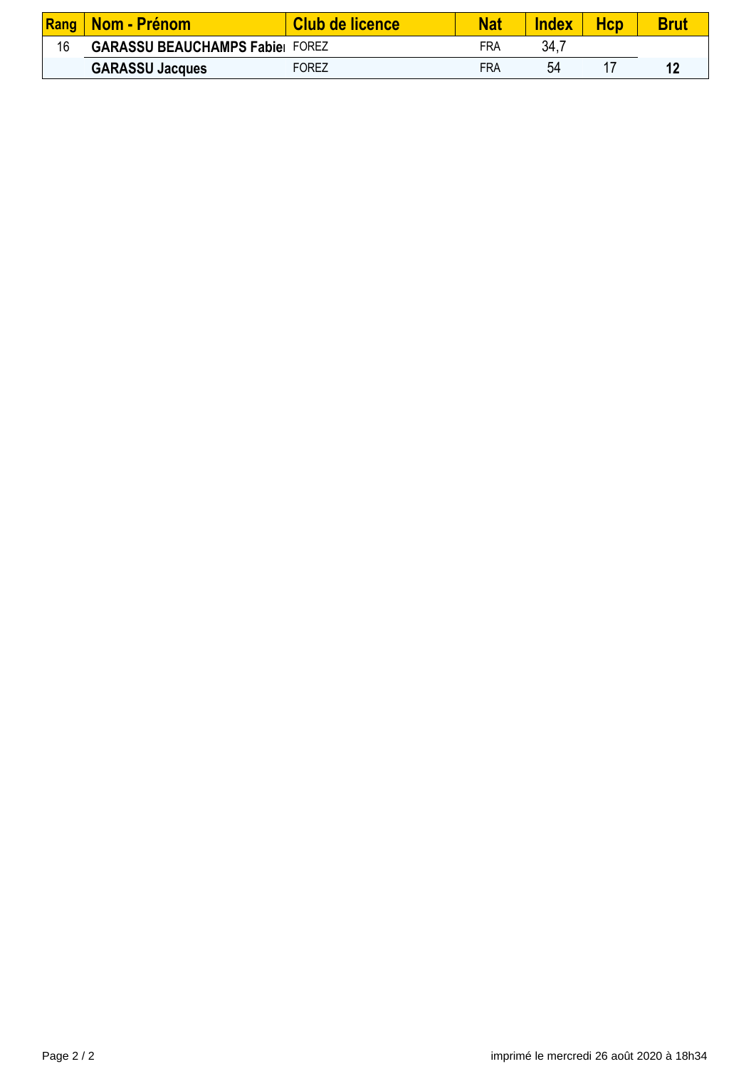| Rang | Nom - Prénom | Club de licence | Nat | Index | Hcp | Brut |
|---|---|---|---|---|---|---|
| 16 | **GARASSU BEAUCHAMPS Fabien** | FOREZ | FRA | 34,7 | | |
| | **GARASSU Jacques** | FOREZ | FRA | 54 | 17 | **12** |

imprimé le mercredi 26 août 2020 à 18h34